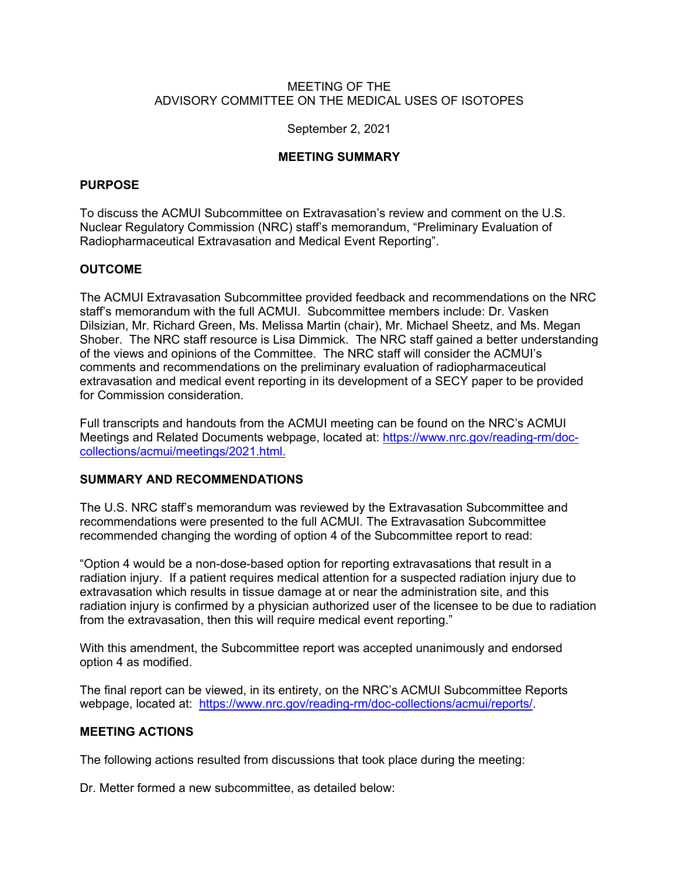MEETING OF THE
ADVISORY COMMITTEE ON THE MEDICAL USES OF ISOTOPES

September 2, 2021

**MEETING SUMMARY**

## PURPOSE

To discuss the ACMUI Subcommittee on Extravasation's review and comment on the U.S. Nuclear Regulatory Commission (NRC) staff's memorandum, "Preliminary Evaluation of Radiopharmaceutical Extravasation and Medical Event Reporting".

## OUTCOME

The ACMUI Extravasation Subcommittee provided feedback and recommendations on the NRC staff's memorandum with the full ACMUI. Subcommittee members include: Dr. Vasken Dilsizian, Mr. Richard Green, Ms. Melissa Martin (chair), Mr. Michael Sheetz, and Ms. Megan Shober. The NRC staff resource is Lisa Dimmick. The NRC staff gained a better understanding of the views and opinions of the Committee. The NRC staff will consider the ACMUI's comments and recommendations on the preliminary evaluation of radiopharmaceutical extravasation and medical event reporting in its development of a SECY paper to be provided for Commission consideration.

Full transcripts and handouts from the ACMUI meeting can be found on the NRC's ACMUI Meetings and Related Documents webpage, located at: https://www.nrc.gov/reading-rm/doc-collections/acmui/meetings/2021.html.

## SUMMARY AND RECOMMENDATIONS

The U.S. NRC staff's memorandum was reviewed by the Extravasation Subcommittee and recommendations were presented to the full ACMUI. The Extravasation Subcommittee recommended changing the wording of option 4 of the Subcommittee report to read:

"Option 4 would be a non-dose-based option for reporting extravasations that result in a radiation injury. If a patient requires medical attention for a suspected radiation injury due to extravasation which results in tissue damage at or near the administration site, and this radiation injury is confirmed by a physician authorized user of the licensee to be due to radiation from the extravasation, then this will require medical event reporting."

With this amendment, the Subcommittee report was accepted unanimously and endorsed option 4 as modified.

The final report can be viewed, in its entirety, on the NRC's ACMUI Subcommittee Reports webpage, located at: https://www.nrc.gov/reading-rm/doc-collections/acmui/reports/.

## MEETING ACTIONS

The following actions resulted from discussions that took place during the meeting:

Dr. Metter formed a new subcommittee, as detailed below: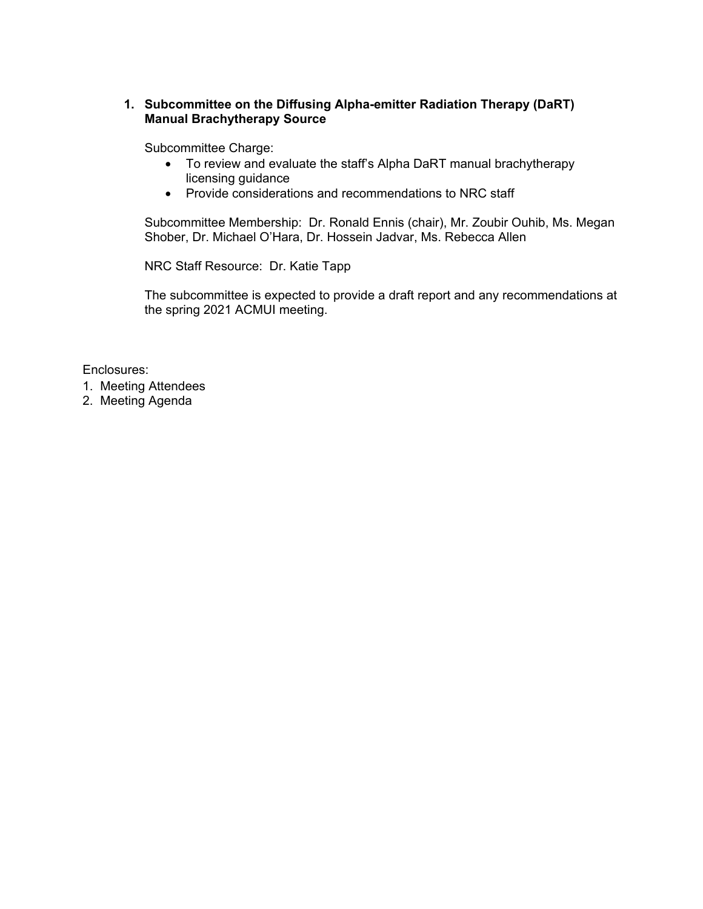1. **Subcommittee on the Diffusing Alpha-emitter Radiation Therapy (DaRT) Manual Brachytherapy Source**

   Subcommittee Charge:

   - To review and evaluate the staff's Alpha DaRT manual brachytherapy licensing guidance
   - Provide considerations and recommendations to NRC staff

   Subcommittee Membership: Dr. Ronald Ennis (chair), Mr. Zoubir Ouhib, Ms. Megan Shober, Dr. Michael O'Hara, Dr. Hossein Jadvar, Ms. Rebecca Allen

   NRC Staff Resource: Dr. Katie Tapp

   The subcommittee is expected to provide a draft report and any recommendations at the spring 2021 ACMUI meeting.

Enclosures:

1. Meeting Attendees
2. Meeting Agenda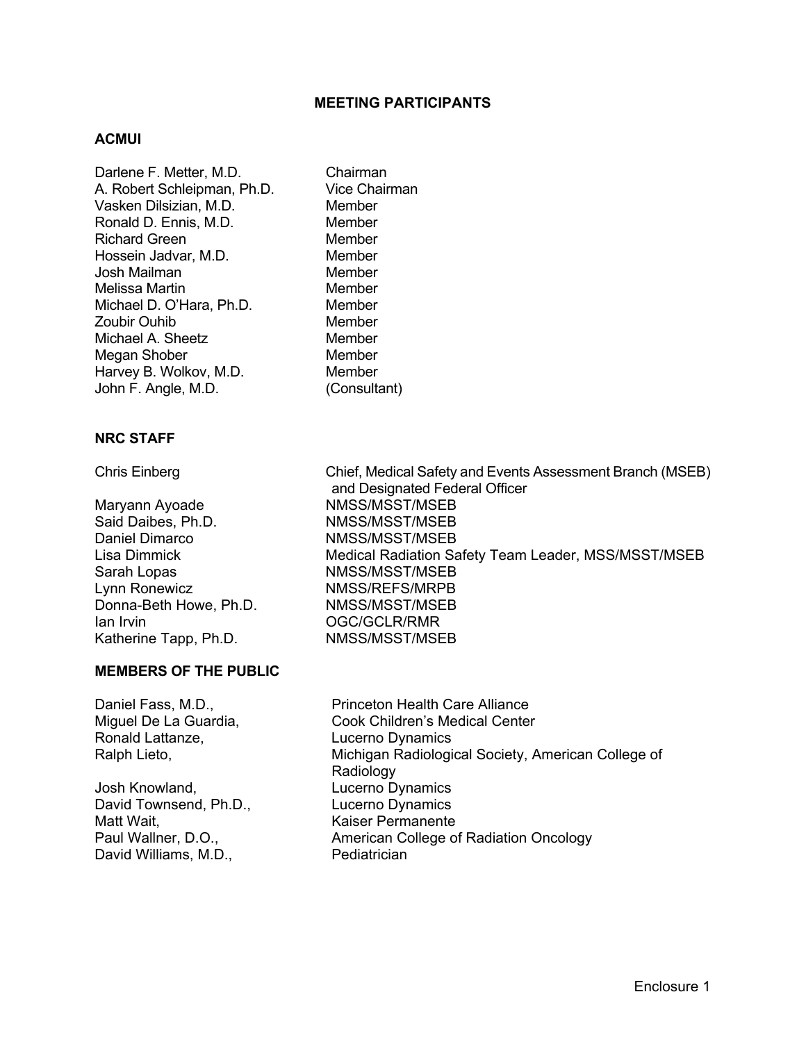# MEETING PARTICIPANTS

## ACMUI

| | |
|---|---|
| Darlene F. Metter, M.D. | Chairman |
| A. Robert Schleipman, Ph.D. | Vice Chairman |
| Vasken Dilsizian, M.D. | Member |
| Ronald D. Ennis, M.D. | Member |
| Richard Green | Member |
| Hossein Jadvar, M.D. | Member |
| Josh Mailman | Member |
| Melissa Martin | Member |
| Michael D. O'Hara, Ph.D. | Member |
| Zoubir Ouhib | Member |
| Michael A. Sheetz | Member |
| Megan Shober | Member |
| Harvey B. Wolkov, M.D. | Member |
| John F. Angle, M.D. | (Consultant) |

## NRC STAFF

| | |
|---|---|
| Chris Einberg | Chief, Medical Safety and Events Assessment Branch (MSEB) and Designated Federal Officer |
| Maryann Ayoade | NMSS/MSST/MSEB |
| Said Daibes, Ph.D. | NMSS/MSST/MSEB |
| Daniel Dimarco | NMSS/MSST/MSEB |
| Lisa Dimmick | Medical Radiation Safety Team Leader, MSS/MSST/MSEB |
| Sarah Lopas | NMSS/MSST/MSEB |
| Lynn Ronewicz | NMSS/REFS/MRPB |
| Donna-Beth Howe, Ph.D. | NMSS/MSST/MSEB |
| Ian Irvin | OGC/GCLR/RMR |
| Katherine Tapp, Ph.D. | NMSS/MSST/MSEB |

## MEMBERS OF THE PUBLIC

| | |
|---|---|
| Daniel Fass, M.D., | Princeton Health Care Alliance |
| Miguel De La Guardia, | Cook Children's Medical Center |
| Ronald Lattanze, | Lucerno Dynamics |
| Ralph Lieto, | Michigan Radiological Society, American College of Radiology |
| Josh Knowland, | Lucerno Dynamics |
| David Townsend, Ph.D., | Lucerno Dynamics |
| Matt Wait, | Kaiser Permanente |
| Paul Wallner, D.O., | American College of Radiation Oncology |
| David Williams, M.D., | Pediatrician |

Enclosure 1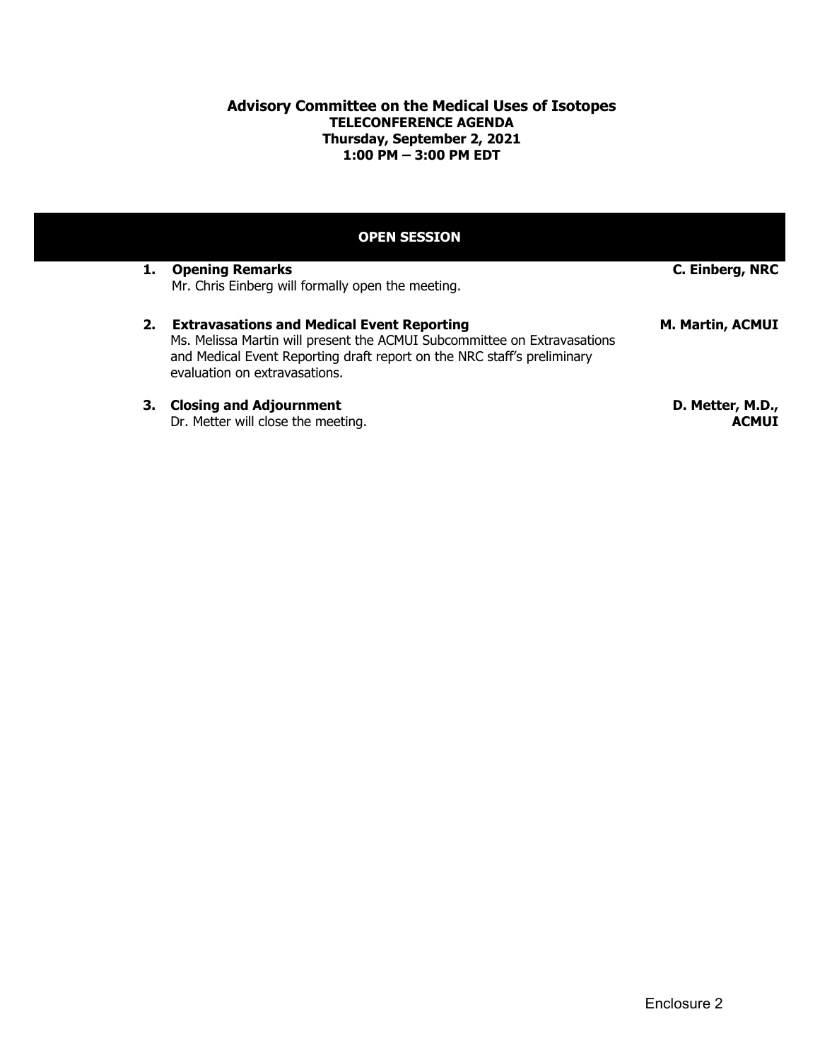**Advisory Committee on the Medical Uses of Isotopes**
**TELECONFERENCE AGENDA**
**Thursday, September 2, 2021**
**1:00 PM – 3:00 PM EDT**

| **OPEN SESSION** | |
| --- | --- |
| **1. Opening Remarks**<br>Mr. Chris Einberg will formally open the meeting. | **C. Einberg, NRC** |
| **2. Extravasations and Medical Event Reporting**<br>Ms. Melissa Martin will present the ACMUI Subcommittee on Extravasations and Medical Event Reporting draft report on the NRC staff's preliminary evaluation on extravasations. | **M. Martin, ACMUI** |
| **3. Closing and Adjournment**<br>Dr. Metter will close the meeting. | **D. Metter, M.D., ACMUI** |

Enclosure 2